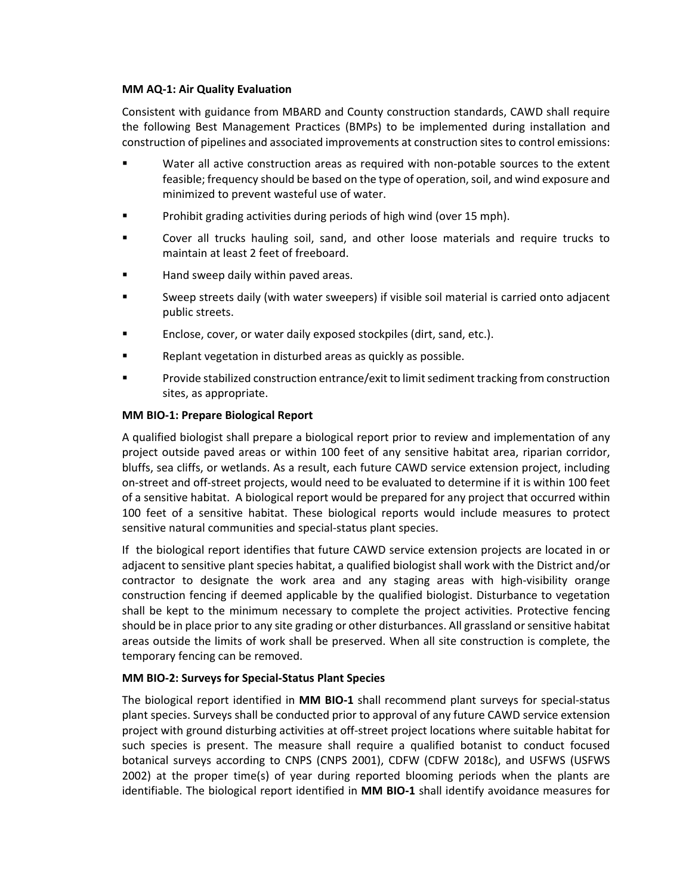**MM AQ-1: Air Quality Evaluation**

Consistent with guidance from MBARD and County construction standards, CAWD shall require the following Best Management Practices (BMPs) to be implemented during installation and construction of pipelines and associated improvements at construction sites to control emissions:

- Water all active construction areas as required with non-potable sources to the extent feasible; frequency should be based on the type of operation, soil, and wind exposure and minimized to prevent wasteful use of water.
- Prohibit grading activities during periods of high wind (over 15 mph).
- Cover all trucks hauling soil, sand, and other loose materials and require trucks to maintain at least 2 feet of freeboard.
- Hand sweep daily within paved areas.
- Sweep streets daily (with water sweepers) if visible soil material is carried onto adjacent public streets.
- Enclose, cover, or water daily exposed stockpiles (dirt, sand, etc.).
- Replant vegetation in disturbed areas as quickly as possible.
- Provide stabilized construction entrance/exit to limit sediment tracking from construction sites, as appropriate.

**MM BIO-1: Prepare Biological Report**

A qualified biologist shall prepare a biological report prior to review and implementation of any project outside paved areas or within 100 feet of any sensitive habitat area, riparian corridor, bluffs, sea cliffs, or wetlands. As a result, each future CAWD service extension project, including on-street and off-street projects, would need to be evaluated to determine if it is within 100 feet of a sensitive habitat. A biological report would be prepared for any project that occurred within 100 feet of a sensitive habitat. These biological reports would include measures to protect sensitive natural communities and special-status plant species.

If the biological report identifies that future CAWD service extension projects are located in or adjacent to sensitive plant species habitat, a qualified biologist shall work with the District and/or contractor to designate the work area and any staging areas with high-visibility orange construction fencing if deemed applicable by the qualified biologist. Disturbance to vegetation shall be kept to the minimum necessary to complete the project activities. Protective fencing should be in place prior to any site grading or other disturbances. All grassland or sensitive habitat areas outside the limits of work shall be preserved. When all site construction is complete, the temporary fencing can be removed.

**MM BIO-2: Surveys for Special-Status Plant Species**

The biological report identified in **MM BIO-1** shall recommend plant surveys for special-status plant species. Surveys shall be conducted prior to approval of any future CAWD service extension project with ground disturbing activities at off-street project locations where suitable habitat for such species is present. The measure shall require a qualified botanist to conduct focused botanical surveys according to CNPS (CNPS 2001), CDFW (CDFW 2018c), and USFWS (USFWS 2002) at the proper time(s) of year during reported blooming periods when the plants are identifiable. The biological report identified in **MM BIO-1** shall identify avoidance measures for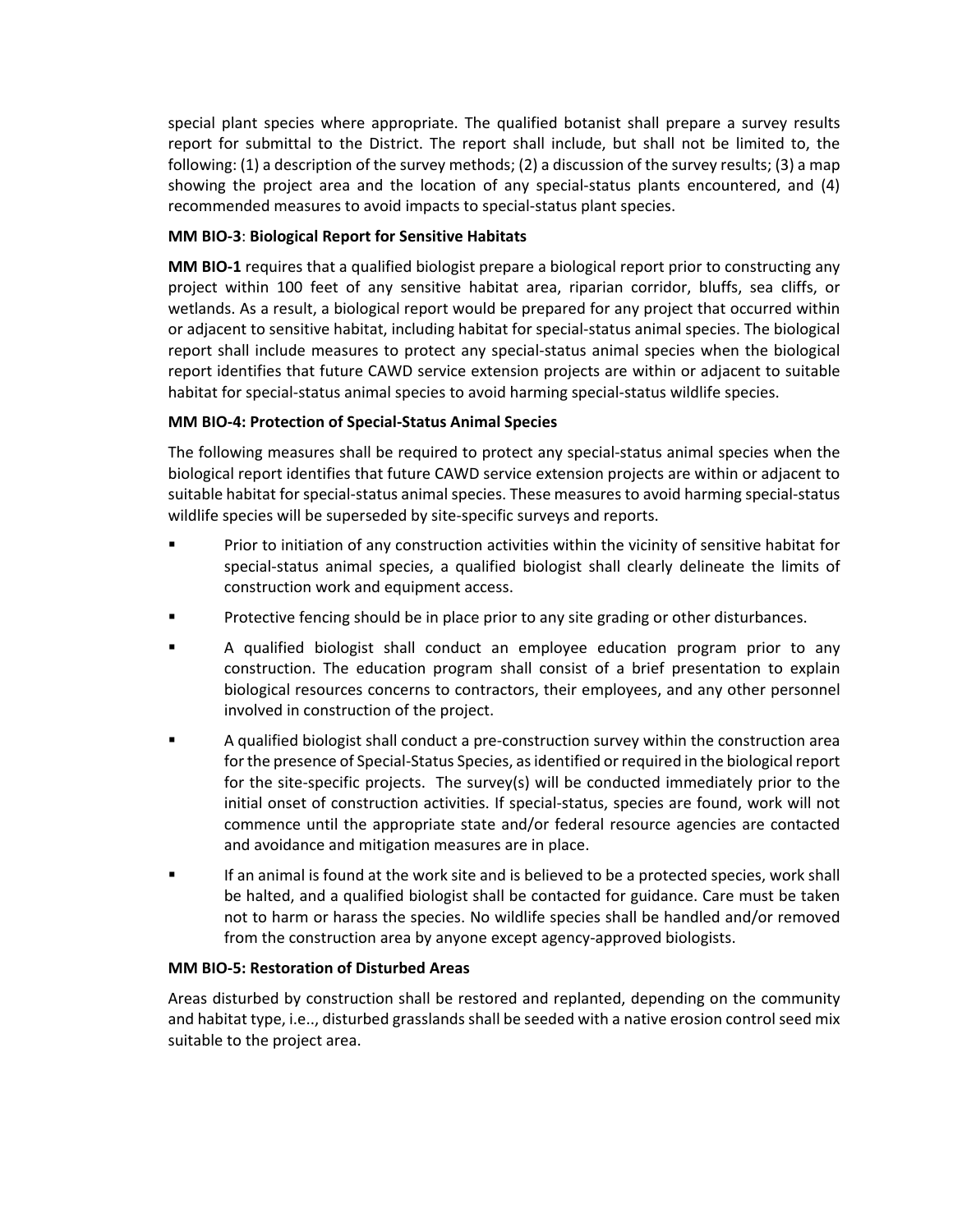special plant species where appropriate. The qualified botanist shall prepare a survey results report for submittal to the District. The report shall include, but shall not be limited to, the following: (1) a description of the survey methods; (2) a discussion of the survey results; (3) a map showing the project area and the location of any special-status plants encountered, and (4) recommended measures to avoid impacts to special-status plant species.

**MM BIO-3**: **Biological Report for Sensitive Habitats**

**MM BIO-1** requires that a qualified biologist prepare a biological report prior to constructing any project within 100 feet of any sensitive habitat area, riparian corridor, bluffs, sea cliffs, or wetlands. As a result, a biological report would be prepared for any project that occurred within or adjacent to sensitive habitat, including habitat for special-status animal species. The biological report shall include measures to protect any special-status animal species when the biological report identifies that future CAWD service extension projects are within or adjacent to suitable habitat for special-status animal species to avoid harming special-status wildlife species.

**MM BIO-4: Protection of Special-Status Animal Species**

The following measures shall be required to protect any special-status animal species when the biological report identifies that future CAWD service extension projects are within or adjacent to suitable habitat for special-status animal species. These measures to avoid harming special-status wildlife species will be superseded by site-specific surveys and reports.

- Prior to initiation of any construction activities within the vicinity of sensitive habitat for special-status animal species, a qualified biologist shall clearly delineate the limits of construction work and equipment access.
- Protective fencing should be in place prior to any site grading or other disturbances.
- A qualified biologist shall conduct an employee education program prior to any construction. The education program shall consist of a brief presentation to explain biological resources concerns to contractors, their employees, and any other personnel involved in construction of the project.
- A qualified biologist shall conduct a pre-construction survey within the construction area for the presence of Special-Status Species, as identified or required in the biological report for the site-specific projects. The survey(s) will be conducted immediately prior to the initial onset of construction activities. If special-status, species are found, work will not commence until the appropriate state and/or federal resource agencies are contacted and avoidance and mitigation measures are in place.
- If an animal is found at the work site and is believed to be a protected species, work shall be halted, and a qualified biologist shall be contacted for guidance. Care must be taken not to harm or harass the species. No wildlife species shall be handled and/or removed from the construction area by anyone except agency-approved biologists.

**MM BIO-5: Restoration of Disturbed Areas**

Areas disturbed by construction shall be restored and replanted, depending on the community and habitat type, i.e.., disturbed grasslands shall be seeded with a native erosion control seed mix suitable to the project area.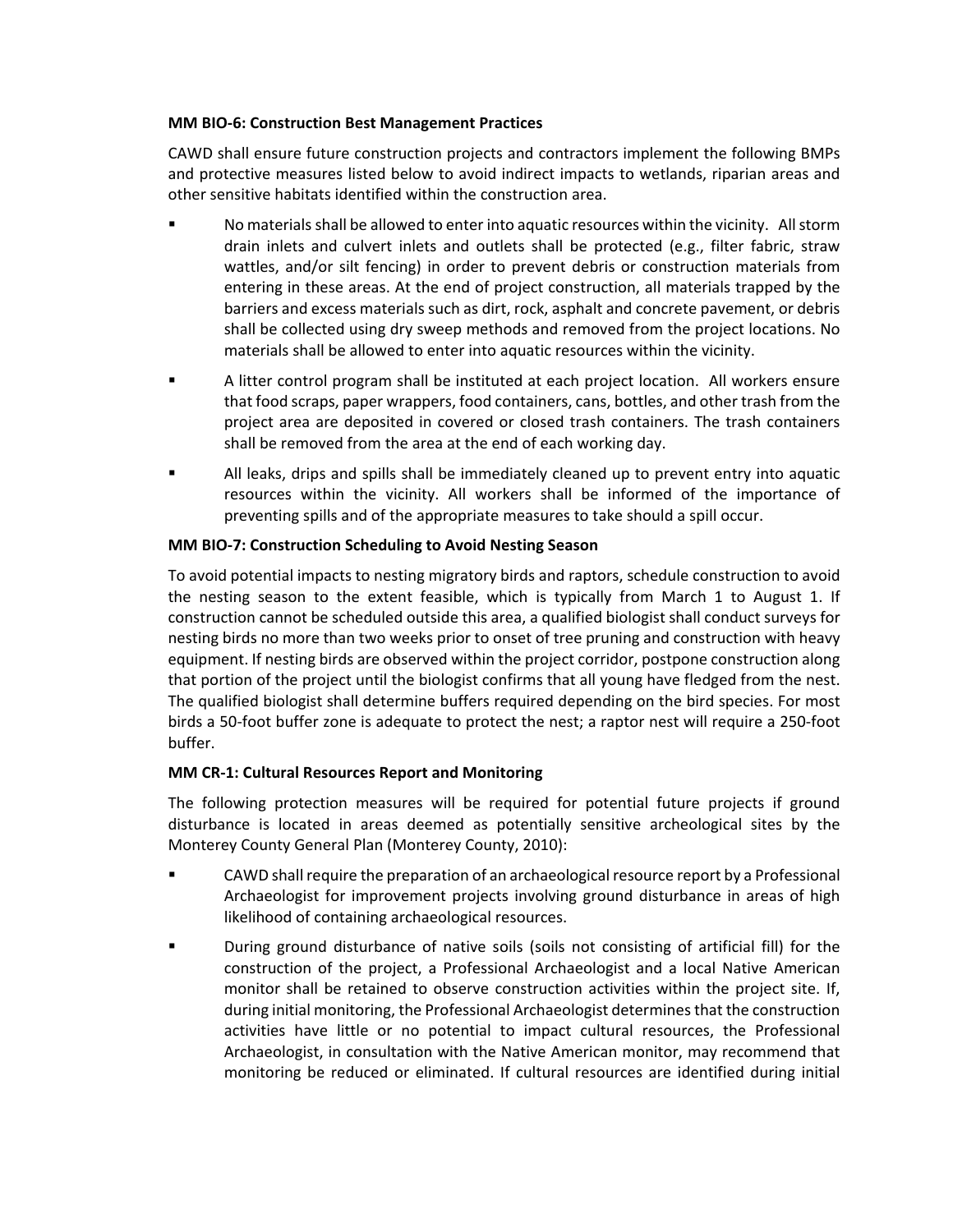**MM BIO-6: Construction Best Management Practices**

CAWD shall ensure future construction projects and contractors implement the following BMPs and protective measures listed below to avoid indirect impacts to wetlands, riparian areas and other sensitive habitats identified within the construction area.

- No materials shall be allowed to enter into aquatic resources within the vicinity. All storm drain inlets and culvert inlets and outlets shall be protected (e.g., filter fabric, straw wattles, and/or silt fencing) in order to prevent debris or construction materials from entering in these areas. At the end of project construction, all materials trapped by the barriers and excess materials such as dirt, rock, asphalt and concrete pavement, or debris shall be collected using dry sweep methods and removed from the project locations. No materials shall be allowed to enter into aquatic resources within the vicinity.
- A litter control program shall be instituted at each project location. All workers ensure that food scraps, paper wrappers, food containers, cans, bottles, and other trash from the project area are deposited in covered or closed trash containers. The trash containers shall be removed from the area at the end of each working day.
- All leaks, drips and spills shall be immediately cleaned up to prevent entry into aquatic resources within the vicinity. All workers shall be informed of the importance of preventing spills and of the appropriate measures to take should a spill occur.

**MM BIO-7: Construction Scheduling to Avoid Nesting Season**

To avoid potential impacts to nesting migratory birds and raptors, schedule construction to avoid the nesting season to the extent feasible, which is typically from March 1 to August 1. If construction cannot be scheduled outside this area, a qualified biologist shall conduct surveys for nesting birds no more than two weeks prior to onset of tree pruning and construction with heavy equipment. If nesting birds are observed within the project corridor, postpone construction along that portion of the project until the biologist confirms that all young have fledged from the nest. The qualified biologist shall determine buffers required depending on the bird species. For most birds a 50-foot buffer zone is adequate to protect the nest; a raptor nest will require a 250-foot buffer.

**MM CR-1: Cultural Resources Report and Monitoring**

The following protection measures will be required for potential future projects if ground disturbance is located in areas deemed as potentially sensitive archeological sites by the Monterey County General Plan (Monterey County, 2010):

- CAWD shall require the preparation of an archaeological resource report by a Professional Archaeologist for improvement projects involving ground disturbance in areas of high likelihood of containing archaeological resources.
- During ground disturbance of native soils (soils not consisting of artificial fill) for the construction of the project, a Professional Archaeologist and a local Native American monitor shall be retained to observe construction activities within the project site. If, during initial monitoring, the Professional Archaeologist determines that the construction activities have little or no potential to impact cultural resources, the Professional Archaeologist, in consultation with the Native American monitor, may recommend that monitoring be reduced or eliminated. If cultural resources are identified during initial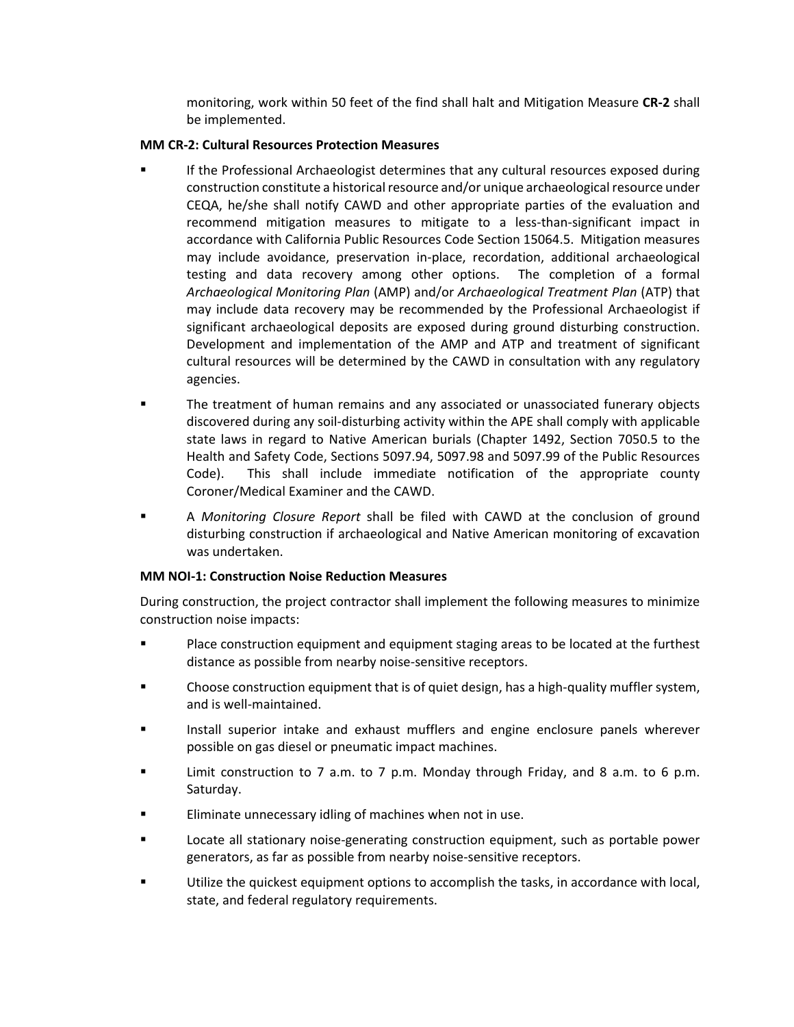monitoring, work within 50 feet of the find shall halt and Mitigation Measure **CR-2** shall be implemented.

**MM CR-2: Cultural Resources Protection Measures**

- If the Professional Archaeologist determines that any cultural resources exposed during construction constitute a historical resource and/or unique archaeological resource under CEQA, he/she shall notify CAWD and other appropriate parties of the evaluation and recommend mitigation measures to mitigate to a less-than-significant impact in accordance with California Public Resources Code Section 15064.5. Mitigation measures may include avoidance, preservation in-place, recordation, additional archaeological testing and data recovery among other options. The completion of a formal *Archaeological Monitoring Plan* (AMP) and/or *Archaeological Treatment Plan* (ATP) that may include data recovery may be recommended by the Professional Archaeologist if significant archaeological deposits are exposed during ground disturbing construction. Development and implementation of the AMP and ATP and treatment of significant cultural resources will be determined by the CAWD in consultation with any regulatory agencies.
- The treatment of human remains and any associated or unassociated funerary objects discovered during any soil-disturbing activity within the APE shall comply with applicable state laws in regard to Native American burials (Chapter 1492, Section 7050.5 to the Health and Safety Code, Sections 5097.94, 5097.98 and 5097.99 of the Public Resources Code). This shall include immediate notification of the appropriate county Coroner/Medical Examiner and the CAWD.
- A *Monitoring Closure Report* shall be filed with CAWD at the conclusion of ground disturbing construction if archaeological and Native American monitoring of excavation was undertaken.

**MM NOI-1: Construction Noise Reduction Measures**

During construction, the project contractor shall implement the following measures to minimize construction noise impacts:

- Place construction equipment and equipment staging areas to be located at the furthest distance as possible from nearby noise-sensitive receptors.
- Choose construction equipment that is of quiet design, has a high-quality muffler system, and is well-maintained.
- Install superior intake and exhaust mufflers and engine enclosure panels wherever possible on gas diesel or pneumatic impact machines.
- Limit construction to 7 a.m. to 7 p.m. Monday through Friday, and 8 a.m. to 6 p.m. Saturday.
- Eliminate unnecessary idling of machines when not in use.
- Locate all stationary noise-generating construction equipment, such as portable power generators, as far as possible from nearby noise-sensitive receptors.
- Utilize the quickest equipment options to accomplish the tasks, in accordance with local, state, and federal regulatory requirements.